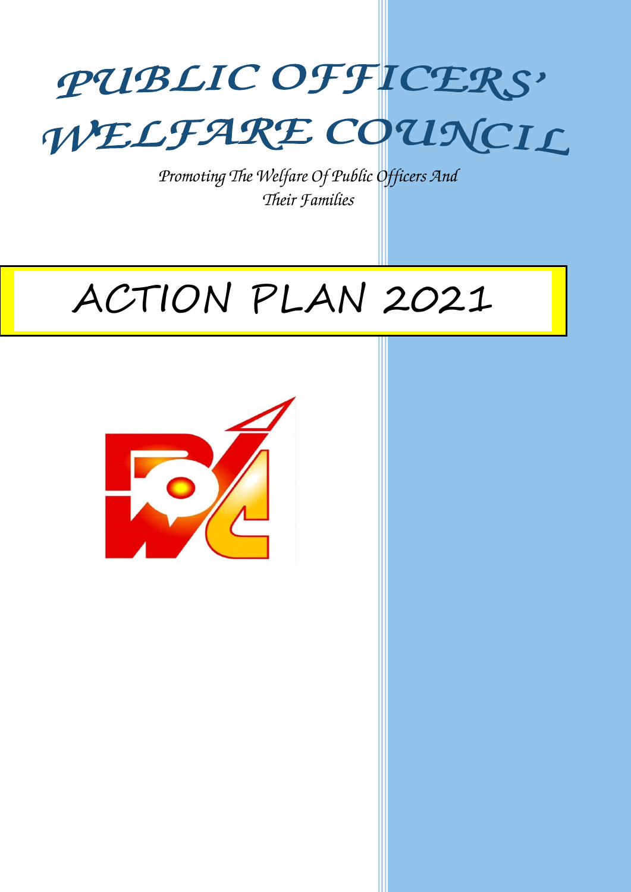# PUBLIC OFFICERS' WELFARE COUNCIL

*Promoting The Welfare Of Public Officers And Their Families*

# ACTION PLAN 2021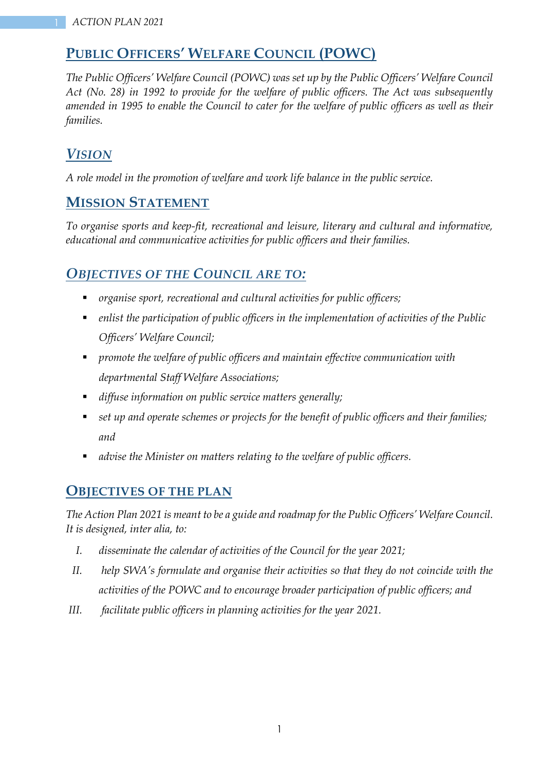## Public Officers' Welfare Council (POWC)

*The Public Officers' Welfare Council (POWC) was set up by the Public Officers' Welfare Council Act (No. 28) in 1992 to provide for the welfare of public officers. The Act was subsequently amended in 1995 to enable the Council to cater for the welfare of public officers as well as their families.*

## *Vision*

*A role model in the promotion of welfare and work life balance in the public service.*

## Mission Statement

*To organise sports and keep-fit, recreational and leisure, literary and cultural and informative, educational and communicative activities for public officers and their families.*

## *Objectives of the Council are to:*

- *organise sport, recreational and cultural activities for public officers;*
- *enlist the participation of public officers in the implementation of activities of the Public Officers' Welfare Council;*
- *promote the welfare of public officers and maintain effective communication with departmental Staff Welfare Associations;*
- *diffuse information on public service matters generally;*
- *set up and operate schemes or projects for the benefit of public officers and their families; and*
- *advise the Minister on matters relating to the welfare of public officers.*

## Objectives of the Plan

*The Action Plan 2021 is meant to be a guide and roadmap for the Public Officers' Welfare Council. It is designed, inter alia, to:*

I. *disseminate the calendar of activities of the Council for the year 2021;*

II. *help SWA's formulate and organise their activities so that they do not coincide with the activities of the POWC and to encourage broader participation of public officers; and*

III. *facilitate public officers in planning activities for the year 2021.*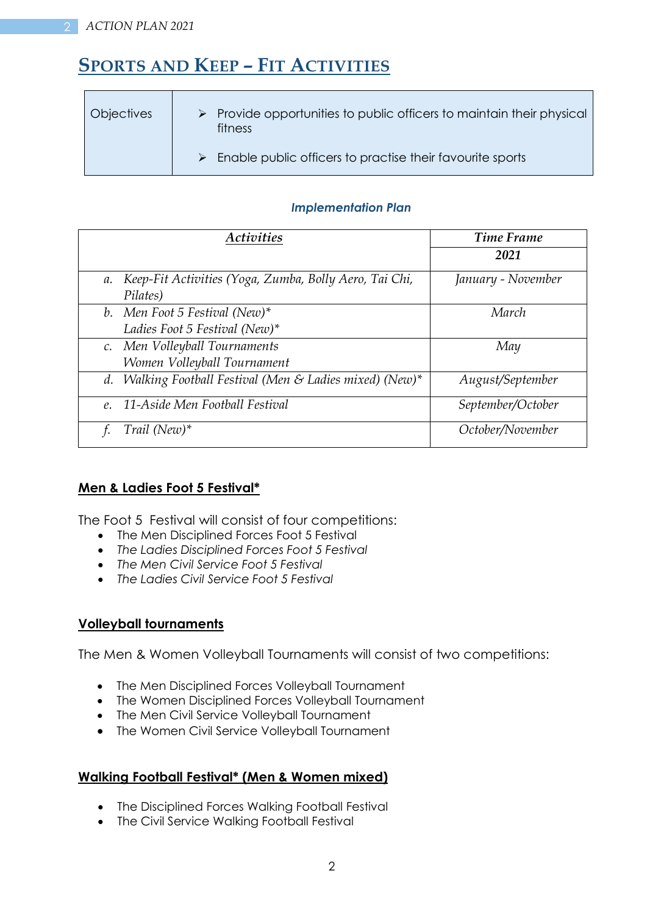## Sports and Keep – Fit Activities

| Objectives | ➢ Provide opportunities to public officers to maintain their physical fitness<br>➢ Enable public officers to practise their favourite sports |
|---|---|

***Implementation Plan***

| *Activities* | *Time Frame* |
|---|---|
| | ***2021*** |
| a. *Keep-Fit Activities (Yoga, Zumba, Bolly Aero, Tai Chi, Pilates)* | *January - November* |
| b. *Men Foot 5 Festival (New)*\*<br>*Ladies Foot 5 Festival (New)*\* | *March* |
| c. *Men Volleyball Tournaments*<br>*Women Volleyball Tournament* | *May* |
| d. *Walking Football Festival (Men & Ladies mixed) (New)*\* | *August/September* |
| e. *11-Aside Men Football Festival* | *September/October* |
| f. *Trail (New)*\* | *October/November* |

**Men & Ladies Foot 5 Festival***

The Foot 5 Festival will consist of four competitions:

- The Men Disciplined Forces Foot 5 Festival
- *The Ladies Disciplined Forces Foot 5 Festival*
- *The Men Civil Service Foot 5 Festival*
- *The Ladies Civil Service Foot 5 Festival*

**Volleyball tournaments**

The Men & Women Volleyball Tournaments will consist of two competitions:

- The Men Disciplined Forces Volleyball Tournament
- The Women Disciplined Forces Volleyball Tournament
- The Men Civil Service Volleyball Tournament
- The Women Civil Service Volleyball Tournament

**Walking Football Festival* (Men & Women mixed)**

- The Disciplined Forces Walking Football Festival
- The Civil Service Walking Football Festival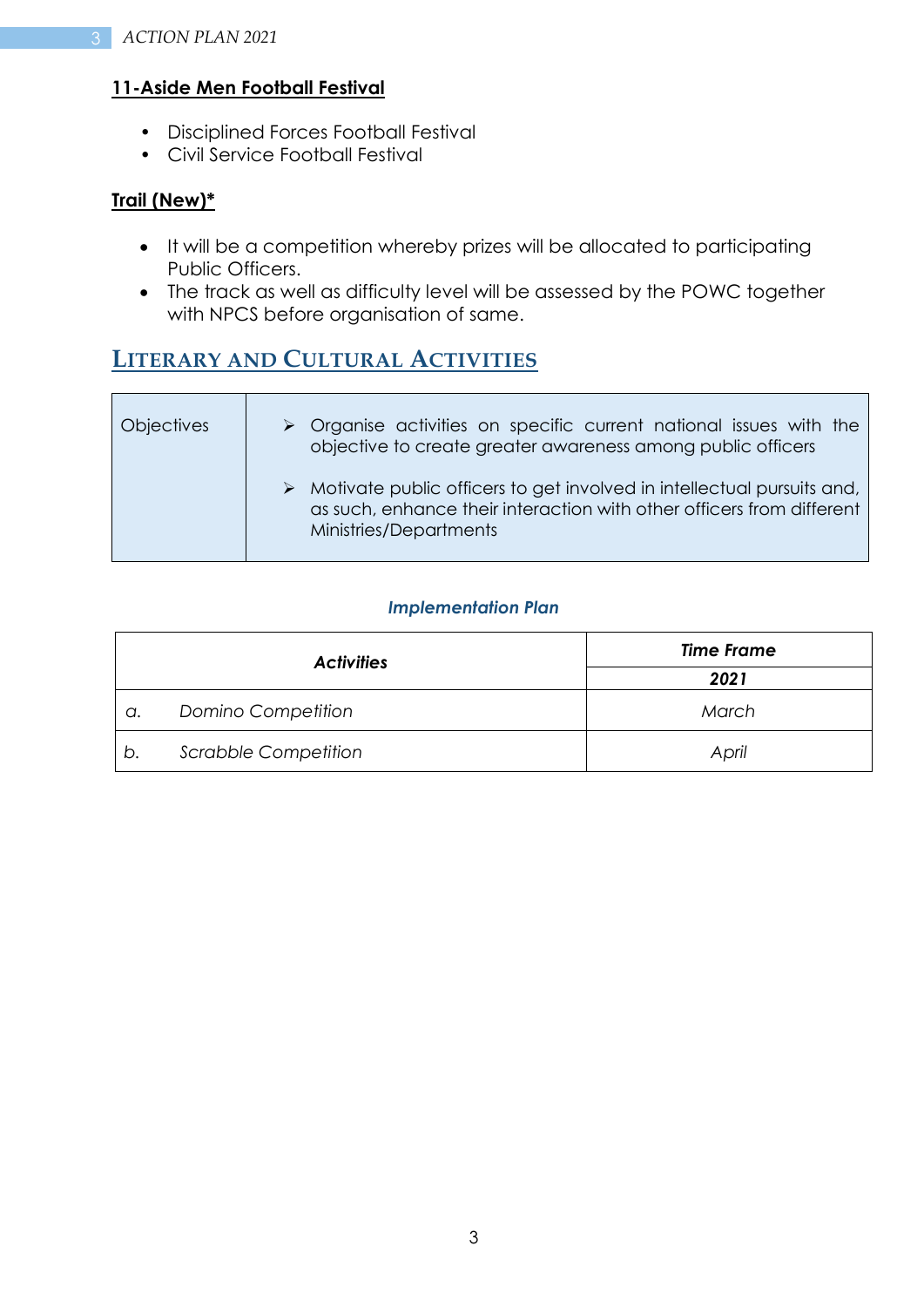**11-Aside Men Football Festival**

- Disciplined Forces Football Festival
- Civil Service Football Festival

**Trail (New)***

- It will be a competition whereby prizes will be allocated to participating Public Officers.
- The track as well as difficulty level will be assessed by the POWC together with NPCS before organisation of same.

## LITERARY AND CULTURAL ACTIVITIES

| Objectives | ➢ Organise activities on specific current national issues with the objective to create greater awareness among public officers<br><br>➢ Motivate public officers to get involved in intellectual pursuits and, as such, enhance their interaction with other officers from different Ministries/Departments |
|---|---|

***Implementation Plan***

| ***Activities*** | ***Time Frame*** |
|---|---|
| | ***2021*** |
| *a. Domino Competition* | *March* |
| *b. Scrabble Competition* | *April* |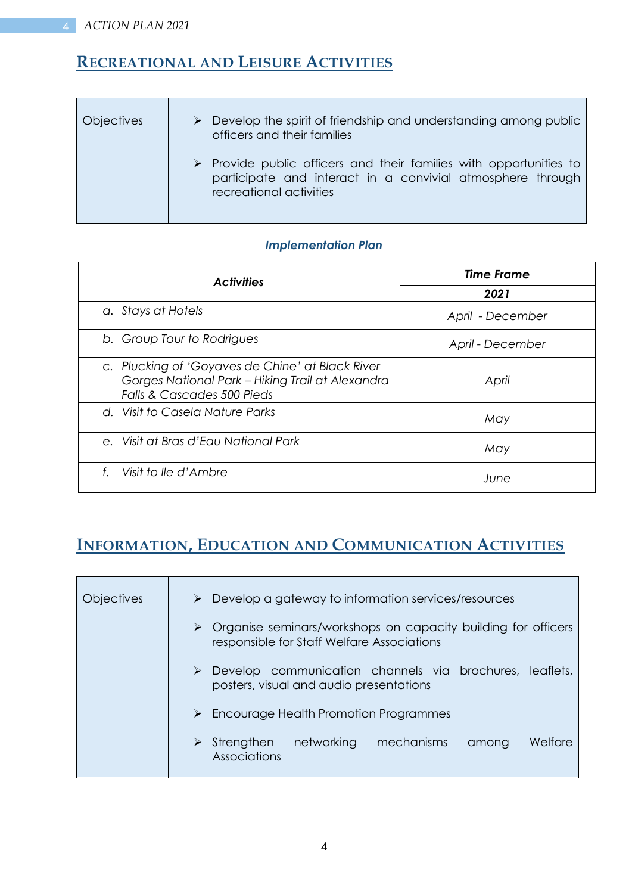## Recreational and Leisure Activities

| Objectives | |
|---|---|
| | ➢ Develop the spirit of friendship and understanding among public officers and their families<br><br>➢ Provide public officers and their families with opportunities to participate and interact in a convivial atmosphere through recreational activities |

***Implementation Plan***

| ***Activities*** | ***Time Frame*** |
|---|---|
| | ***2021*** |
| *a. Stays at Hotels* | *April - December* |
| *b. Group Tour to Rodrigues* | *April - December* |
| *c. Plucking of 'Goyaves de Chine' at Black River Gorges National Park – Hiking Trail at Alexandra Falls & Cascades 500 Pieds* | *April* |
| *d. Visit to Casela Nature Parks* | *May* |
| *e. Visit at Bras d'Eau National Park* | *May* |
| *f. Visit to Ile d'Ambre* | *June* |

## Information, Education and Communication Activities

| Objectives | |
|---|---|
| | ➢ Develop a gateway to information services/resources<br><br>➢ Organise seminars/workshops on capacity building for officers responsible for Staff Welfare Associations<br><br>➢ Develop communication channels via brochures, leaflets, posters, visual and audio presentations<br><br>➢ Encourage Health Promotion Programmes<br><br>➢ Strengthen networking mechanisms among Welfare Associations |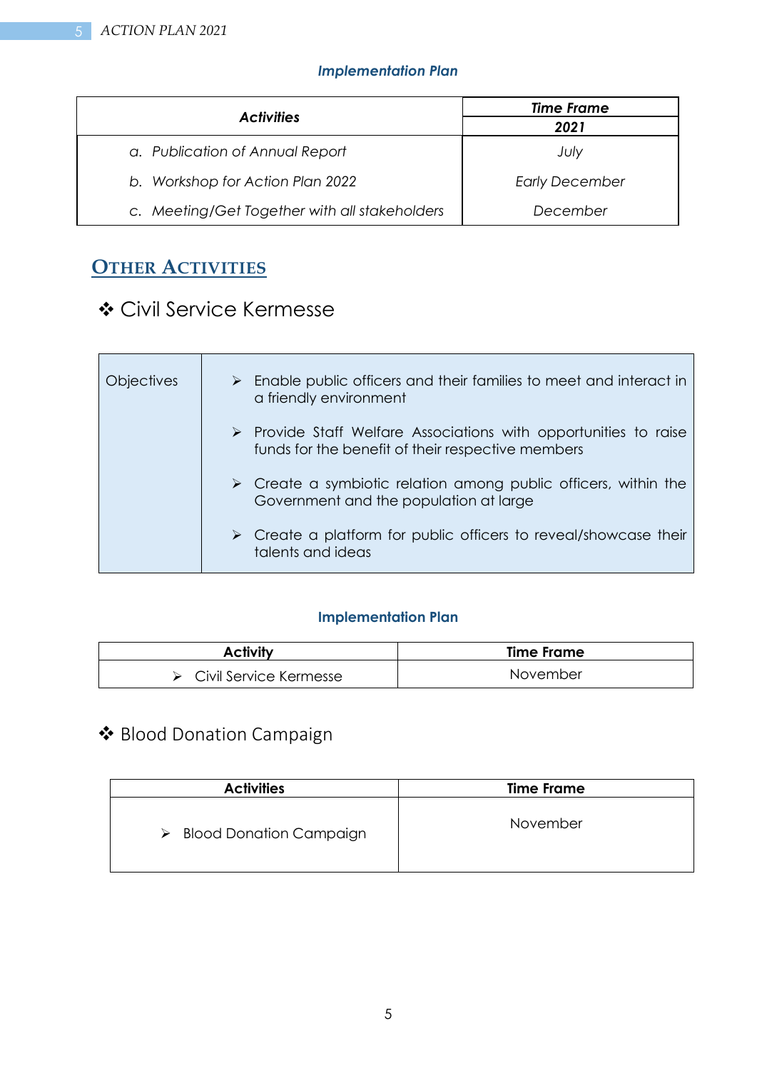***Implementation Plan***

| *Activities* | *Time Frame*<br>*2021* |
| --- | --- |
| *a. Publication of Annual Report* | *July* |
| *b. Workshop for Action Plan 2022* | *Early December* |
| *c. Meeting/Get Together with all stakeholders* | *December* |

## OTHER ACTIVITIES

### ❖ Civil Service Kermesse

| Objectives | ➢ Enable public officers and their families to meet and interact in a friendly environment<br>➢ Provide Staff Welfare Associations with opportunities to raise funds for the benefit of their respective members<br>➢ Create a symbiotic relation among public officers, within the Government and the population at large<br>➢ Create a platform for public officers to reveal/showcase their talents and ideas |
| --- | --- |

**Implementation Plan**

| Activity | Time Frame |
| --- | --- |
| ➢ Civil Service Kermesse | November |

### ❖ Blood Donation Campaign

| Activities | Time Frame |
| --- | --- |
| ➢ Blood Donation Campaign | November |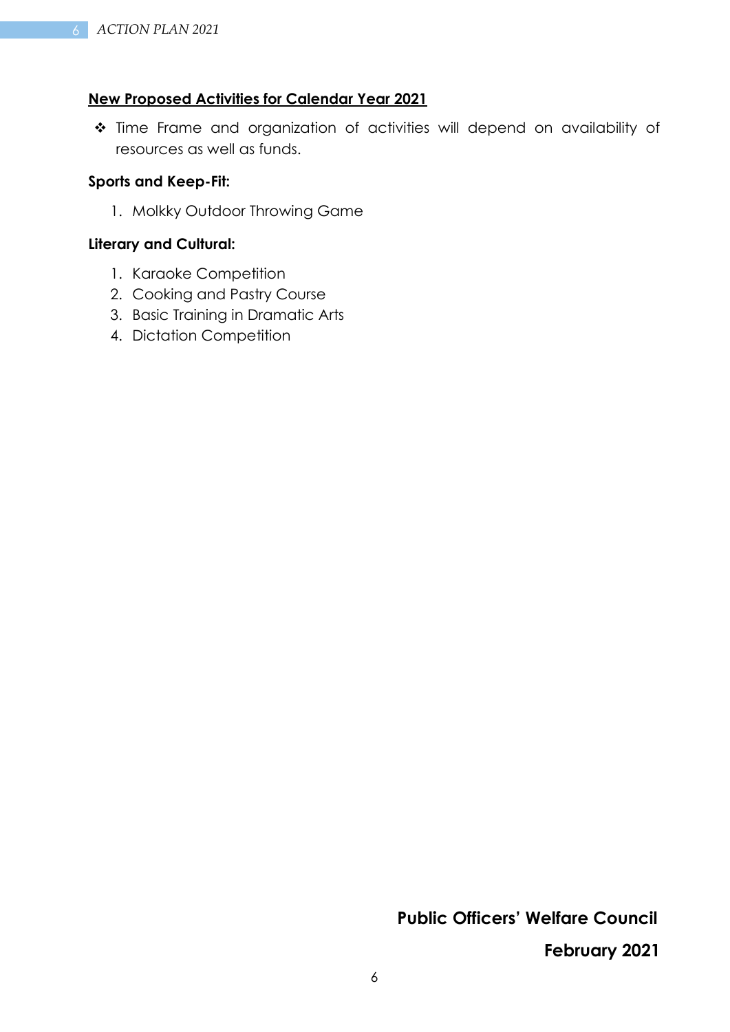## New Proposed Activities for Calendar Year 2021

- Time Frame and organization of activities will depend on availability of resources as well as funds.

**Sports and Keep-Fit:**

1. Molkky Outdoor Throwing Game

**Literary and Cultural:**

1. Karaoke Competition
2. Cooking and Pastry Course
3. Basic Training in Dramatic Arts
4. Dictation Competition

**Public Officers' Welfare Council**

**February 2021**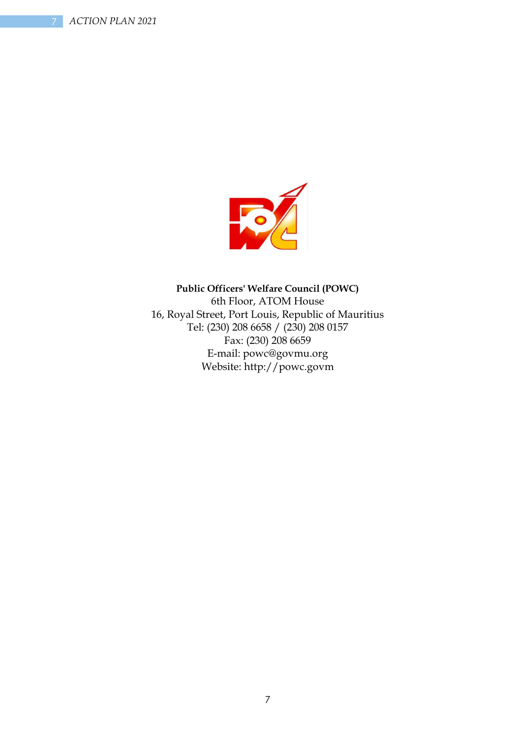**Public Officers' Welfare Council (POWC)**
6th Floor, ATOM House
16, Royal Street, Port Louis, Republic of Mauritius
Tel: (230) 208 6658 / (230) 208 0157
Fax: (230) 208 6659
E-mail: powc@govmu.org
Website: http://powc.govm